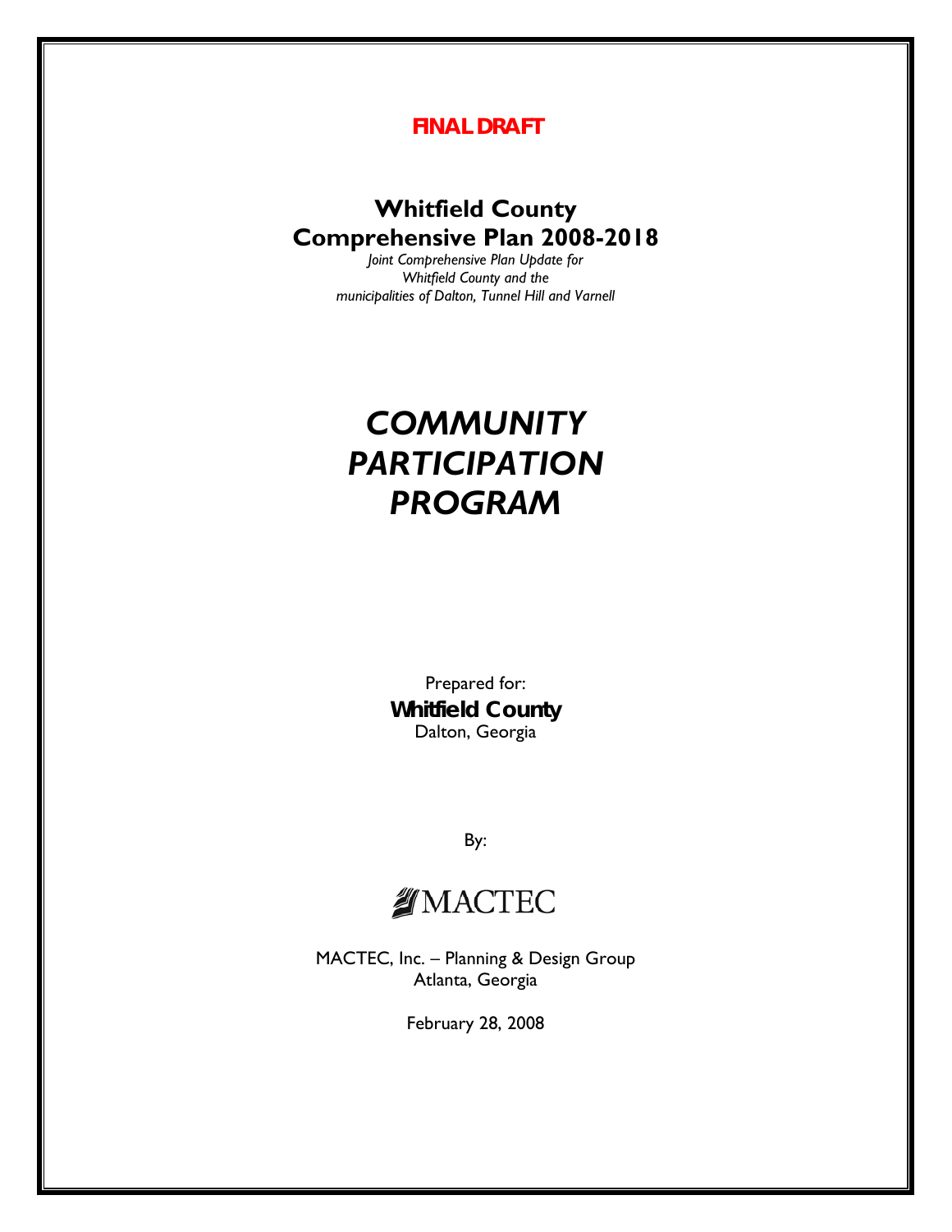**FINAL DRAFT**

# Whitfield County
# Comprehensive Plan 2008-2018

*Joint Comprehensive Plan Update for*
*Whitfield County and the*
*municipalities of Dalton, Tunnel Hill and Varnell*

# *COMMUNITY PARTICIPATION PROGRAM*

Prepared for:
**Whitfield County**
Dalton, Georgia

By:

MACTEC

MACTEC, Inc. – Planning & Design Group
Atlanta, Georgia

February 28, 2008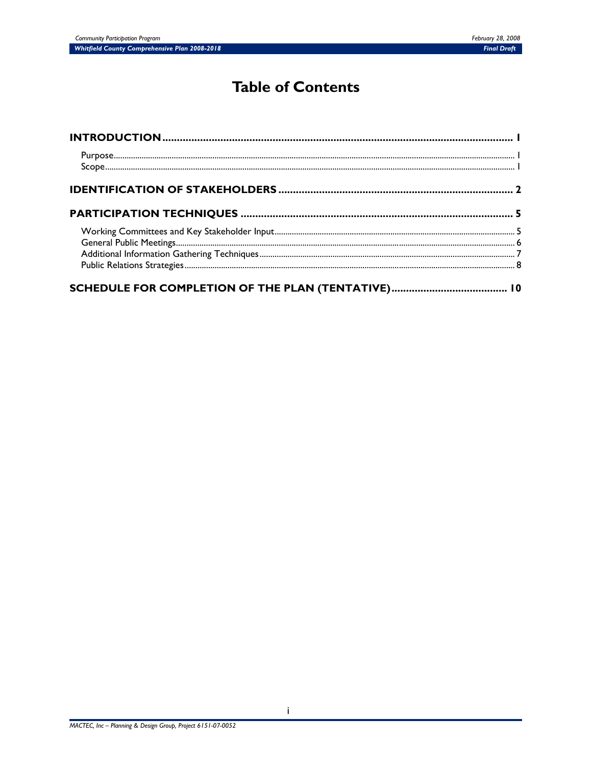# Table of Contents

**INTRODUCTION** ..... 1

- Purpose ..... 1
- Scope ..... 1

**IDENTIFICATION OF STAKEHOLDERS** ..... 2

**PARTICIPATION TECHNIQUES** ..... 5

- Working Committees and Key Stakeholder Input ..... 5
- General Public Meetings ..... 6
- Additional Information Gathering Techniques ..... 7
- Public Relations Strategies ..... 8

**SCHEDULE FOR COMPLETION OF THE PLAN (TENTATIVE)** ..... 10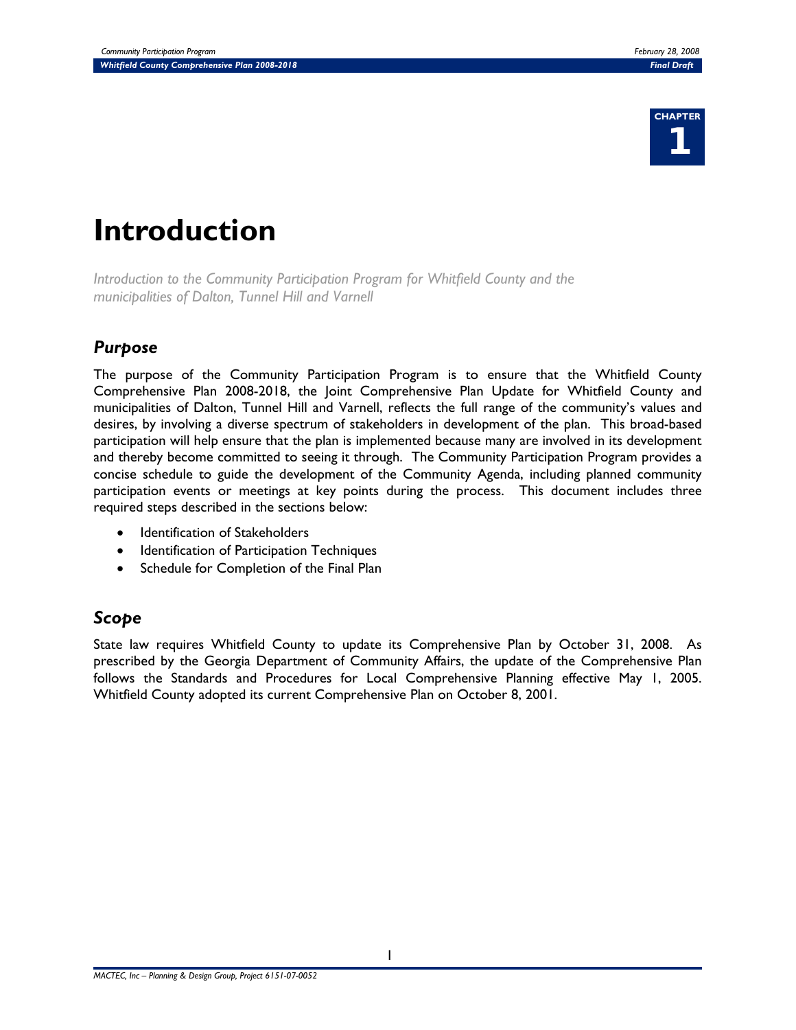CHAPTER 1

# Introduction

*Introduction to the Community Participation Program for Whitfield County and the municipalities of Dalton, Tunnel Hill and Varnell*

## *Purpose*

The purpose of the Community Participation Program is to ensure that the Whitfield County Comprehensive Plan 2008-2018, the Joint Comprehensive Plan Update for Whitfield County and municipalities of Dalton, Tunnel Hill and Varnell, reflects the full range of the community's values and desires, by involving a diverse spectrum of stakeholders in development of the plan. This broad-based participation will help ensure that the plan is implemented because many are involved in its development and thereby become committed to seeing it through. The Community Participation Program provides a concise schedule to guide the development of the Community Agenda, including planned community participation events or meetings at key points during the process. This document includes three required steps described in the sections below:

- Identification of Stakeholders
- Identification of Participation Techniques
- Schedule for Completion of the Final Plan

## *Scope*

State law requires Whitfield County to update its Comprehensive Plan by October 31, 2008. As prescribed by the Georgia Department of Community Affairs, the update of the Comprehensive Plan follows the Standards and Procedures for Local Comprehensive Planning effective May 1, 2005. Whitfield County adopted its current Comprehensive Plan on October 8, 2001.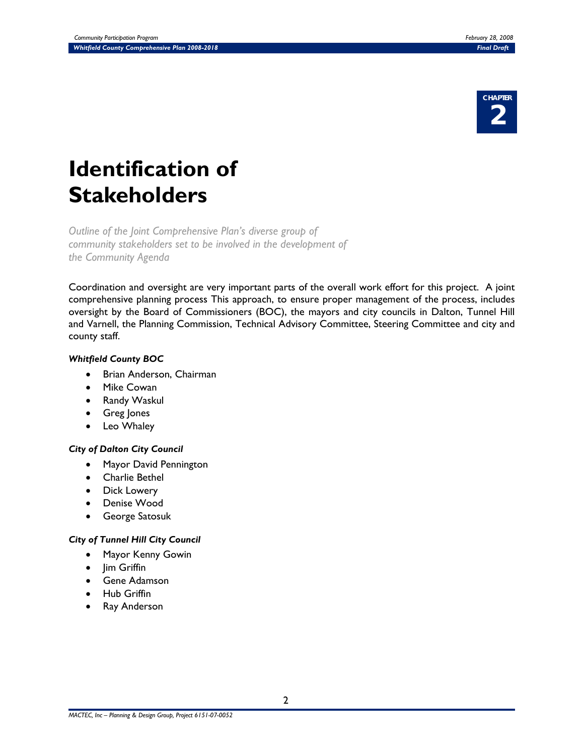CHAPTER 2

# Identification of Stakeholders

*Outline of the Joint Comprehensive Plan's diverse group of community stakeholders set to be involved in the development of the Community Agenda*

Coordination and oversight are very important parts of the overall work effort for this project. A joint comprehensive planning process This approach, to ensure proper management of the process, includes oversight by the Board of Commissioners (BOC), the mayors and city councils in Dalton, Tunnel Hill and Varnell, the Planning Commission, Technical Advisory Committee, Steering Committee and city and county staff.

***Whitfield County BOC***

- Brian Anderson, Chairman
- Mike Cowan
- Randy Waskul
- Greg Jones
- Leo Whaley

***City of Dalton City Council***

- Mayor David Pennington
- Charlie Bethel
- Dick Lowery
- Denise Wood
- George Satosuk

***City of Tunnel Hill City Council***

- Mayor Kenny Gowin
- Jim Griffin
- Gene Adamson
- Hub Griffin
- Ray Anderson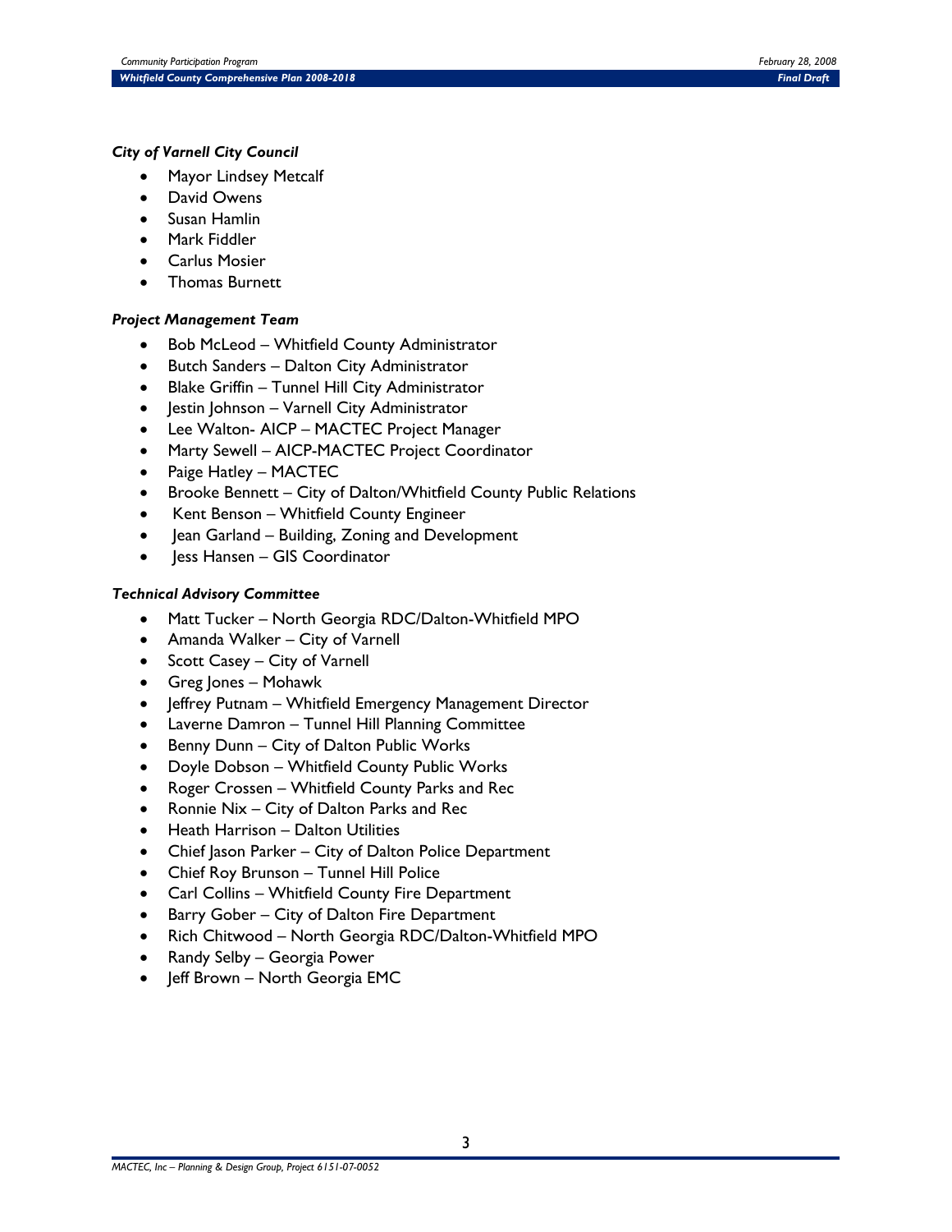***City of Varnell City Council***

- Mayor Lindsey Metcalf
- David Owens
- Susan Hamlin
- Mark Fiddler
- Carlus Mosier
- Thomas Burnett

***Project Management Team***

- Bob McLeod – Whitfield County Administrator
- Butch Sanders – Dalton City Administrator
- Blake Griffin – Tunnel Hill City Administrator
- Jestin Johnson – Varnell City Administrator
- Lee Walton- AICP – MACTEC Project Manager
- Marty Sewell – AICP-MACTEC Project Coordinator
- Paige Hatley – MACTEC
- Brooke Bennett – City of Dalton/Whitfield County Public Relations
- Kent Benson – Whitfield County Engineer
- Jean Garland – Building, Zoning and Development
- Jess Hansen – GIS Coordinator

***Technical Advisory Committee***

- Matt Tucker – North Georgia RDC/Dalton-Whitfield MPO
- Amanda Walker – City of Varnell
- Scott Casey – City of Varnell
- Greg Jones – Mohawk
- Jeffrey Putnam – Whitfield Emergency Management Director
- Laverne Damron – Tunnel Hill Planning Committee
- Benny Dunn – City of Dalton Public Works
- Doyle Dobson – Whitfield County Public Works
- Roger Crossen – Whitfield County Parks and Rec
- Ronnie Nix – City of Dalton Parks and Rec
- Heath Harrison – Dalton Utilities
- Chief Jason Parker – City of Dalton Police Department
- Chief Roy Brunson – Tunnel Hill Police
- Carl Collins – Whitfield County Fire Department
- Barry Gober – City of Dalton Fire Department
- Rich Chitwood – North Georgia RDC/Dalton-Whitfield MPO
- Randy Selby – Georgia Power
- Jeff Brown – North Georgia EMC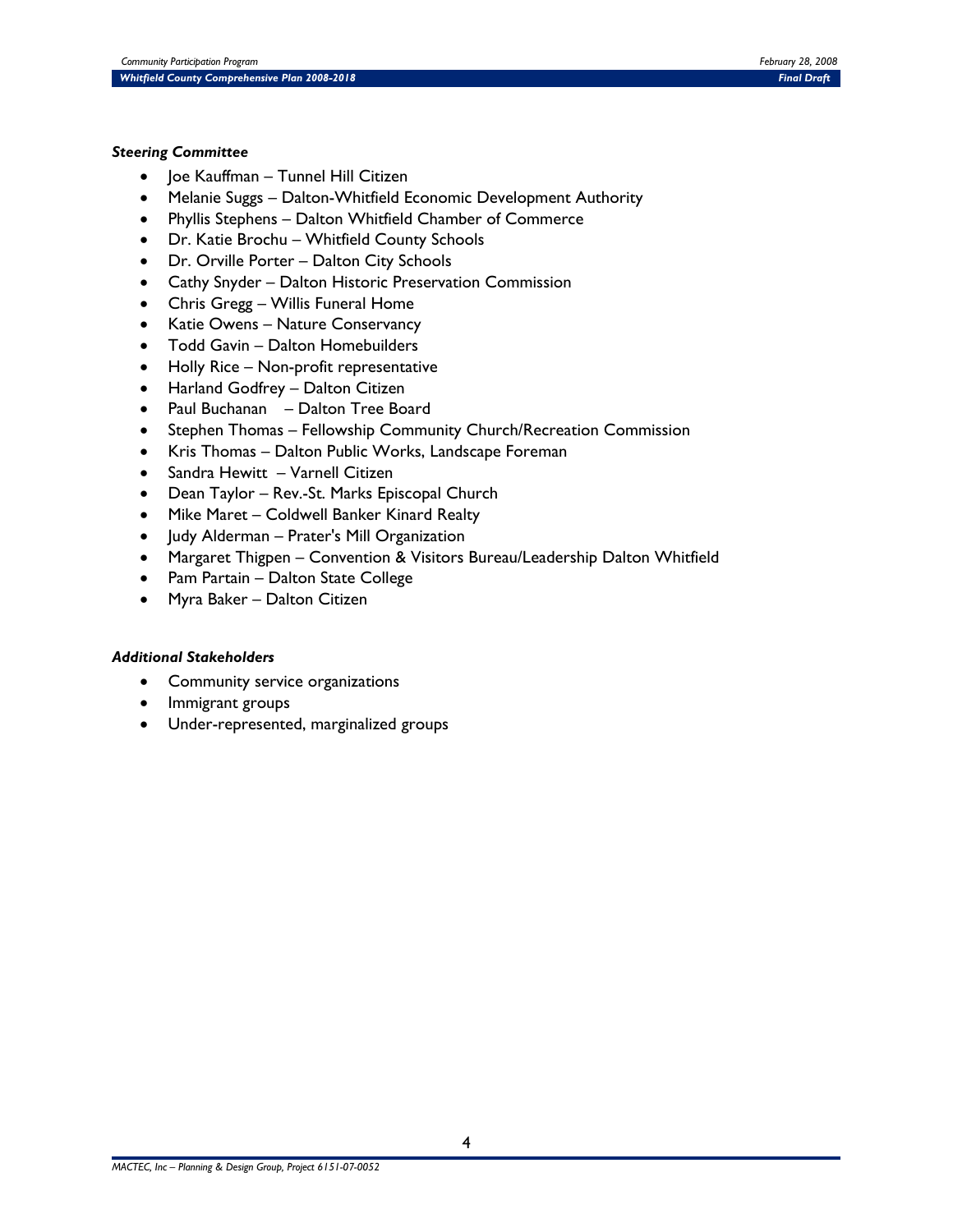***Steering Committee***

- Joe Kauffman – Tunnel Hill Citizen
- Melanie Suggs – Dalton-Whitfield Economic Development Authority
- Phyllis Stephens – Dalton Whitfield Chamber of Commerce
- Dr. Katie Brochu – Whitfield County Schools
- Dr. Orville Porter – Dalton City Schools
- Cathy Snyder – Dalton Historic Preservation Commission
- Chris Gregg – Willis Funeral Home
- Katie Owens – Nature Conservancy
- Todd Gavin – Dalton Homebuilders
- Holly Rice – Non-profit representative
- Harland Godfrey – Dalton Citizen
- Paul Buchanan – Dalton Tree Board
- Stephen Thomas – Fellowship Community Church/Recreation Commission
- Kris Thomas – Dalton Public Works, Landscape Foreman
- Sandra Hewitt – Varnell Citizen
- Dean Taylor – Rev.-St. Marks Episcopal Church
- Mike Maret – Coldwell Banker Kinard Realty
- Judy Alderman – Prater's Mill Organization
- Margaret Thigpen – Convention & Visitors Bureau/Leadership Dalton Whitfield
- Pam Partain – Dalton State College
- Myra Baker – Dalton Citizen

***Additional Stakeholders***

- Community service organizations
- Immigrant groups
- Under-represented, marginalized groups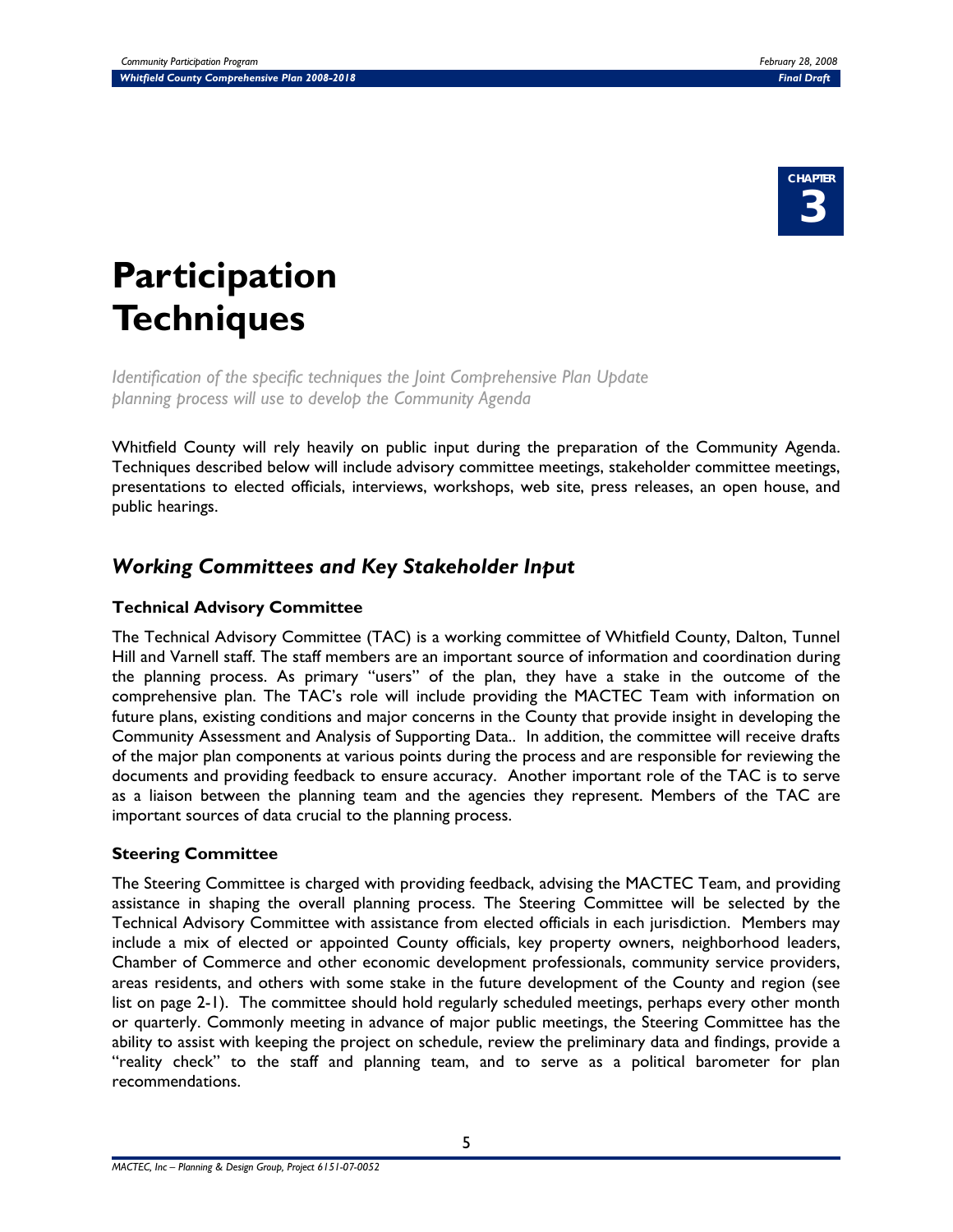CHAPTER 3

# Participation Techniques

*Identification of the specific techniques the Joint Comprehensive Plan Update planning process will use to develop the Community Agenda*

Whitfield County will rely heavily on public input during the preparation of the Community Agenda. Techniques described below will include advisory committee meetings, stakeholder committee meetings, presentations to elected officials, interviews, workshops, web site, press releases, an open house, and public hearings.

## *Working Committees and Key Stakeholder Input*

### Technical Advisory Committee

The Technical Advisory Committee (TAC) is a working committee of Whitfield County, Dalton, Tunnel Hill and Varnell staff. The staff members are an important source of information and coordination during the planning process. As primary "users" of the plan, they have a stake in the outcome of the comprehensive plan. The TAC's role will include providing the MACTEC Team with information on future plans, existing conditions and major concerns in the County that provide insight in developing the Community Assessment and Analysis of Supporting Data.. In addition, the committee will receive drafts of the major plan components at various points during the process and are responsible for reviewing the documents and providing feedback to ensure accuracy. Another important role of the TAC is to serve as a liaison between the planning team and the agencies they represent. Members of the TAC are important sources of data crucial to the planning process.

### Steering Committee

The Steering Committee is charged with providing feedback, advising the MACTEC Team, and providing assistance in shaping the overall planning process. The Steering Committee will be selected by the Technical Advisory Committee with assistance from elected officials in each jurisdiction. Members may include a mix of elected or appointed County officials, key property owners, neighborhood leaders, Chamber of Commerce and other economic development professionals, community service providers, areas residents, and others with some stake in the future development of the County and region (see list on page 2-1). The committee should hold regularly scheduled meetings, perhaps every other month or quarterly. Commonly meeting in advance of major public meetings, the Steering Committee has the ability to assist with keeping the project on schedule, review the preliminary data and findings, provide a "reality check" to the staff and planning team, and to serve as a political barometer for plan recommendations.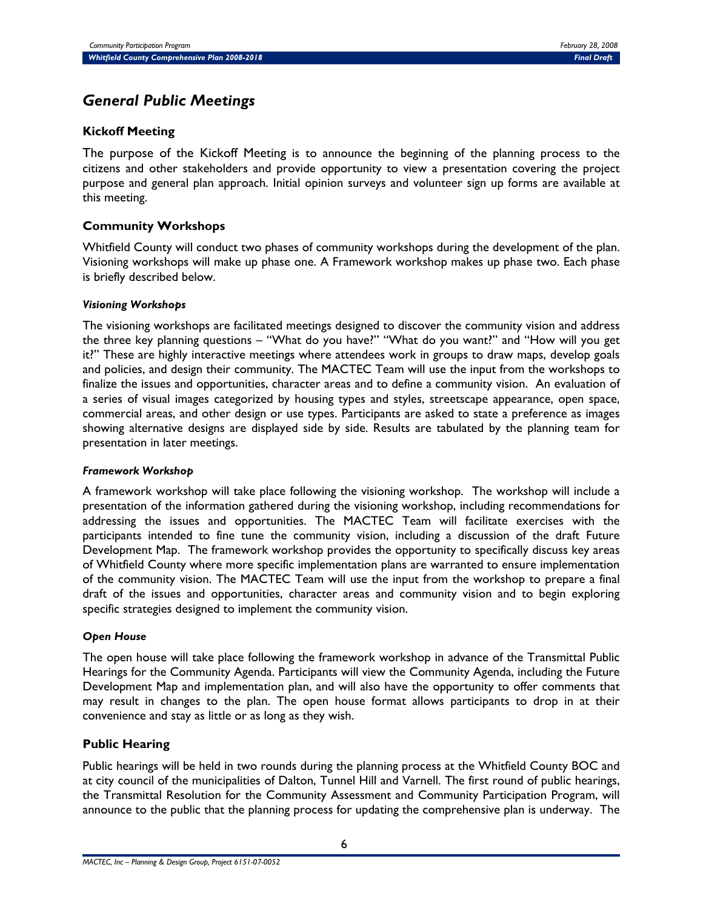## *General Public Meetings*

### Kickoff Meeting

The purpose of the Kickoff Meeting is to announce the beginning of the planning process to the citizens and other stakeholders and provide opportunity to view a presentation covering the project purpose and general plan approach. Initial opinion surveys and volunteer sign up forms are available at this meeting.

### Community Workshops

Whitfield County will conduct two phases of community workshops during the development of the plan. Visioning workshops will make up phase one. A Framework workshop makes up phase two. Each phase is briefly described below.

#### *Visioning Workshops*

The visioning workshops are facilitated meetings designed to discover the community vision and address the three key planning questions – "What do you have?" "What do you want?" and "How will you get it?" These are highly interactive meetings where attendees work in groups to draw maps, develop goals and policies, and design their community. The MACTEC Team will use the input from the workshops to finalize the issues and opportunities, character areas and to define a community vision. An evaluation of a series of visual images categorized by housing types and styles, streetscape appearance, open space, commercial areas, and other design or use types. Participants are asked to state a preference as images showing alternative designs are displayed side by side. Results are tabulated by the planning team for presentation in later meetings.

#### *Framework Workshop*

A framework workshop will take place following the visioning workshop. The workshop will include a presentation of the information gathered during the visioning workshop, including recommendations for addressing the issues and opportunities. The MACTEC Team will facilitate exercises with the participants intended to fine tune the community vision, including a discussion of the draft Future Development Map. The framework workshop provides the opportunity to specifically discuss key areas of Whitfield County where more specific implementation plans are warranted to ensure implementation of the community vision. The MACTEC Team will use the input from the workshop to prepare a final draft of the issues and opportunities, character areas and community vision and to begin exploring specific strategies designed to implement the community vision.

#### *Open House*

The open house will take place following the framework workshop in advance of the Transmittal Public Hearings for the Community Agenda. Participants will view the Community Agenda, including the Future Development Map and implementation plan, and will also have the opportunity to offer comments that may result in changes to the plan. The open house format allows participants to drop in at their convenience and stay as little or as long as they wish.

### Public Hearing

Public hearings will be held in two rounds during the planning process at the Whitfield County BOC and at city council of the municipalities of Dalton, Tunnel Hill and Varnell. The first round of public hearings, the Transmittal Resolution for the Community Assessment and Community Participation Program, will announce to the public that the planning process for updating the comprehensive plan is underway. The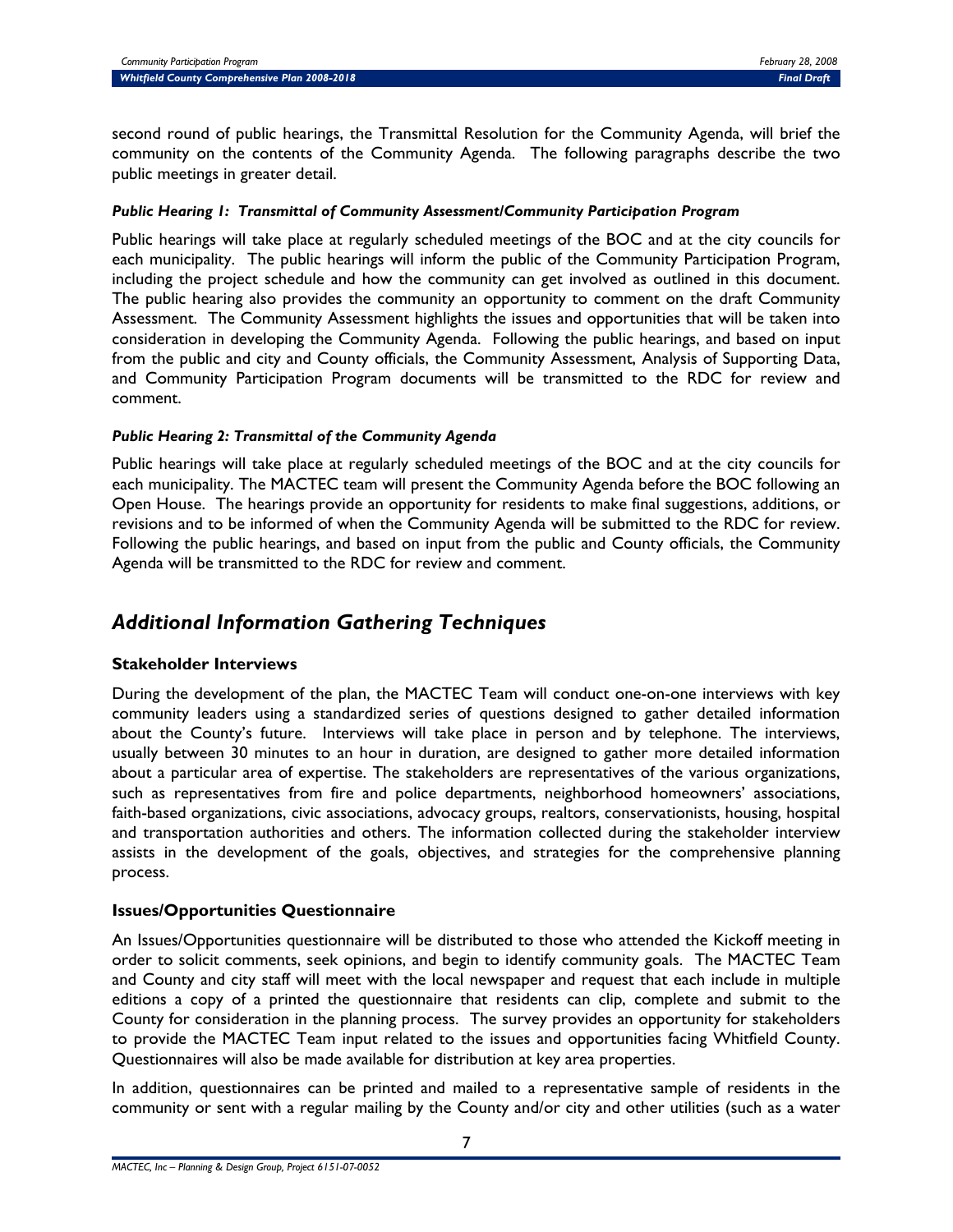second round of public hearings, the Transmittal Resolution for the Community Agenda, will brief the community on the contents of the Community Agenda. The following paragraphs describe the two public meetings in greater detail.

***Public Hearing 1: Transmittal of Community Assessment/Community Participation Program***

Public hearings will take place at regularly scheduled meetings of the BOC and at the city councils for each municipality. The public hearings will inform the public of the Community Participation Program, including the project schedule and how the community can get involved as outlined in this document. The public hearing also provides the community an opportunity to comment on the draft Community Assessment. The Community Assessment highlights the issues and opportunities that will be taken into consideration in developing the Community Agenda. Following the public hearings, and based on input from the public and city and County officials, the Community Assessment, Analysis of Supporting Data, and Community Participation Program documents will be transmitted to the RDC for review and comment.

***Public Hearing 2: Transmittal of the Community Agenda***

Public hearings will take place at regularly scheduled meetings of the BOC and at the city councils for each municipality. The MACTEC team will present the Community Agenda before the BOC following an Open House. The hearings provide an opportunity for residents to make final suggestions, additions, or revisions and to be informed of when the Community Agenda will be submitted to the RDC for review. Following the public hearings, and based on input from the public and County officials, the Community Agenda will be transmitted to the RDC for review and comment.

## *Additional Information Gathering Techniques*

### Stakeholder Interviews

During the development of the plan, the MACTEC Team will conduct one-on-one interviews with key community leaders using a standardized series of questions designed to gather detailed information about the County's future. Interviews will take place in person and by telephone. The interviews, usually between 30 minutes to an hour in duration, are designed to gather more detailed information about a particular area of expertise. The stakeholders are representatives of the various organizations, such as representatives from fire and police departments, neighborhood homeowners' associations, faith-based organizations, civic associations, advocacy groups, realtors, conservationists, housing, hospital and transportation authorities and others. The information collected during the stakeholder interview assists in the development of the goals, objectives, and strategies for the comprehensive planning process.

### Issues/Opportunities Questionnaire

An Issues/Opportunities questionnaire will be distributed to those who attended the Kickoff meeting in order to solicit comments, seek opinions, and begin to identify community goals. The MACTEC Team and County and city staff will meet with the local newspaper and request that each include in multiple editions a copy of a printed the questionnaire that residents can clip, complete and submit to the County for consideration in the planning process. The survey provides an opportunity for stakeholders to provide the MACTEC Team input related to the issues and opportunities facing Whitfield County. Questionnaires will also be made available for distribution at key area properties.

In addition, questionnaires can be printed and mailed to a representative sample of residents in the community or sent with a regular mailing by the County and/or city and other utilities (such as a water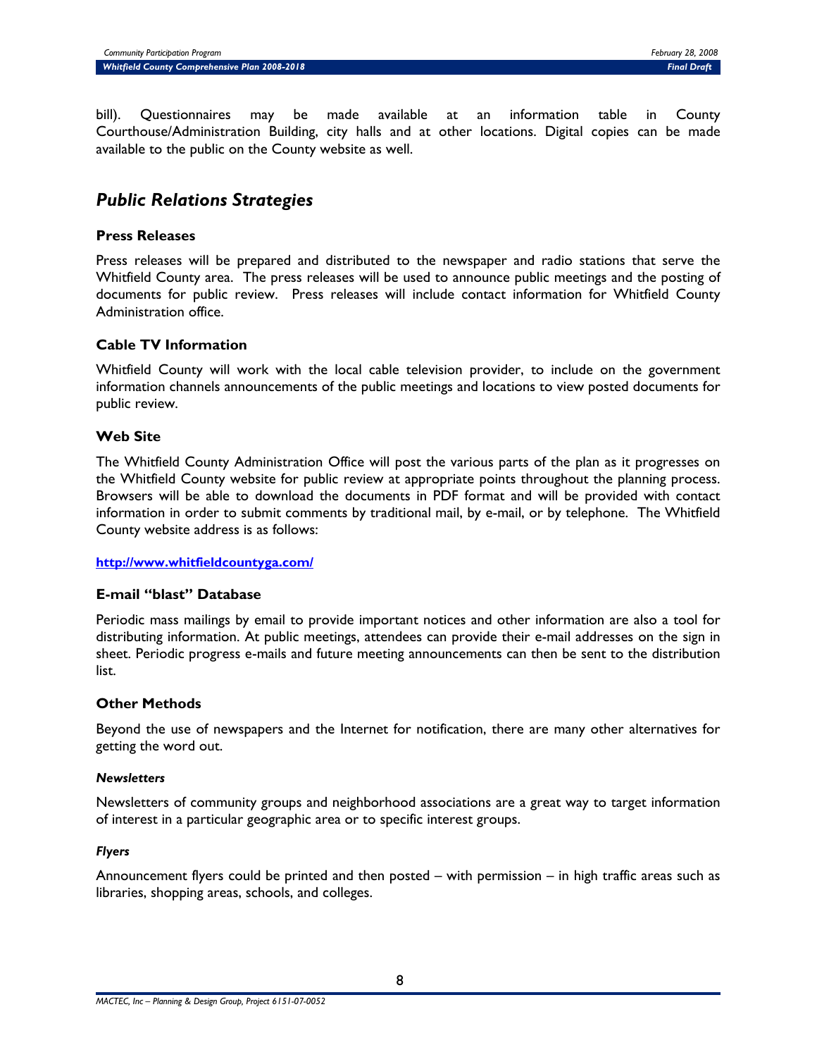bill). Questionnaires may be made available at an information table in County Courthouse/Administration Building, city halls and at other locations. Digital copies can be made available to the public on the County website as well.

## *Public Relations Strategies*

### Press Releases

Press releases will be prepared and distributed to the newspaper and radio stations that serve the Whitfield County area. The press releases will be used to announce public meetings and the posting of documents for public review. Press releases will include contact information for Whitfield County Administration office.

### Cable TV Information

Whitfield County will work with the local cable television provider, to include on the government information channels announcements of the public meetings and locations to view posted documents for public review.

### Web Site

The Whitfield County Administration Office will post the various parts of the plan as it progresses on the Whitfield County website for public review at appropriate points throughout the planning process. Browsers will be able to download the documents in PDF format and will be provided with contact information in order to submit comments by traditional mail, by e-mail, or by telephone. The Whitfield County website address is as follows:

**http://www.whitfieldcountyga.com/**

### E-mail "blast" Database

Periodic mass mailings by email to provide important notices and other information are also a tool for distributing information. At public meetings, attendees can provide their e-mail addresses on the sign in sheet. Periodic progress e-mails and future meeting announcements can then be sent to the distribution list.

### Other Methods

Beyond the use of newspapers and the Internet for notification, there are many other alternatives for getting the word out.

#### *Newsletters*

Newsletters of community groups and neighborhood associations are a great way to target information of interest in a particular geographic area or to specific interest groups.

#### *Flyers*

Announcement flyers could be printed and then posted – with permission – in high traffic areas such as libraries, shopping areas, schools, and colleges.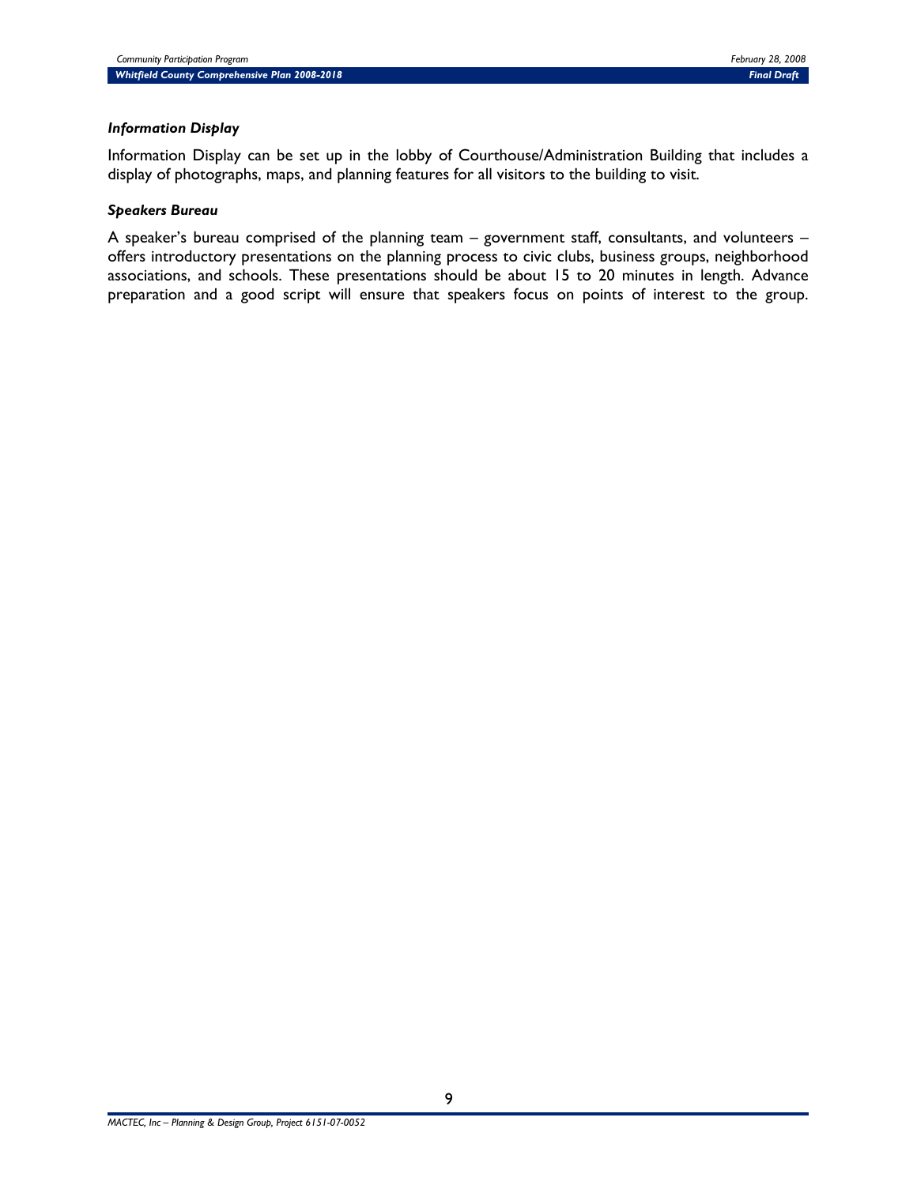***Information Display***

Information Display can be set up in the lobby of Courthouse/Administration Building that includes a display of photographs, maps, and planning features for all visitors to the building to visit.

***Speakers Bureau***

A speaker's bureau comprised of the planning team – government staff, consultants, and volunteers – offers introductory presentations on the planning process to civic clubs, business groups, neighborhood associations, and schools. These presentations should be about 15 to 20 minutes in length. Advance preparation and a good script will ensure that speakers focus on points of interest to the group.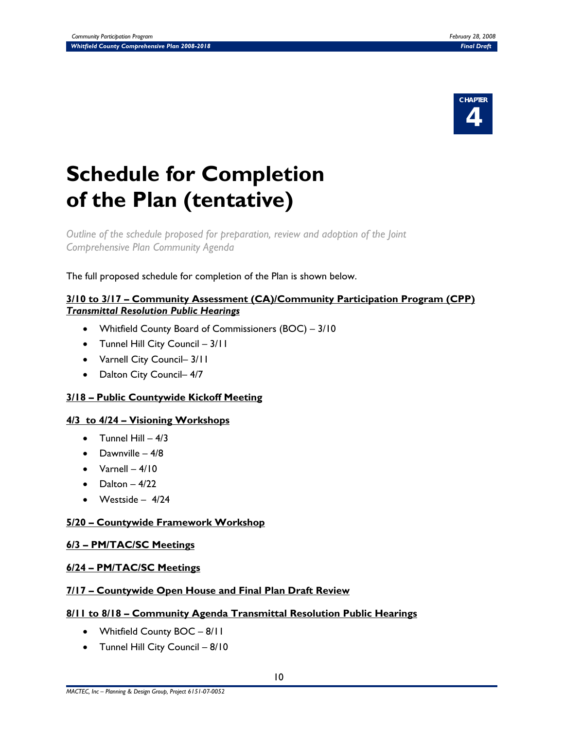CHAPTER 4

# Schedule for Completion of the Plan (tentative)

*Outline of the schedule proposed for preparation, review and adoption of the Joint Comprehensive Plan Community Agenda*

The full proposed schedule for completion of the Plan is shown below.

**3/10 to 3/17 – Community Assessment (CA)/Community Participation Program (CPP)**
***Transmittal Resolution Public Hearings***

- Whitfield County Board of Commissioners (BOC) – 3/10
- Tunnel Hill City Council – 3/11
- Varnell City Council– 3/11
- Dalton City Council– 4/7

**3/18 – Public Countywide Kickoff Meeting**

**4/3 to 4/24 – Visioning Workshops**

- Tunnel Hill – 4/3
- Dawnville – 4/8
- Varnell – 4/10
- Dalton – 4/22
- Westside – 4/24

**5/20 – Countywide Framework Workshop**

**6/3 – PM/TAC/SC Meetings**

**6/24 – PM/TAC/SC Meetings**

**7/17 – Countywide Open House and Final Plan Draft Review**

**8/11 to 8/18 – Community Agenda Transmittal Resolution Public Hearings**

- Whitfield County BOC – 8/11
- Tunnel Hill City Council – 8/10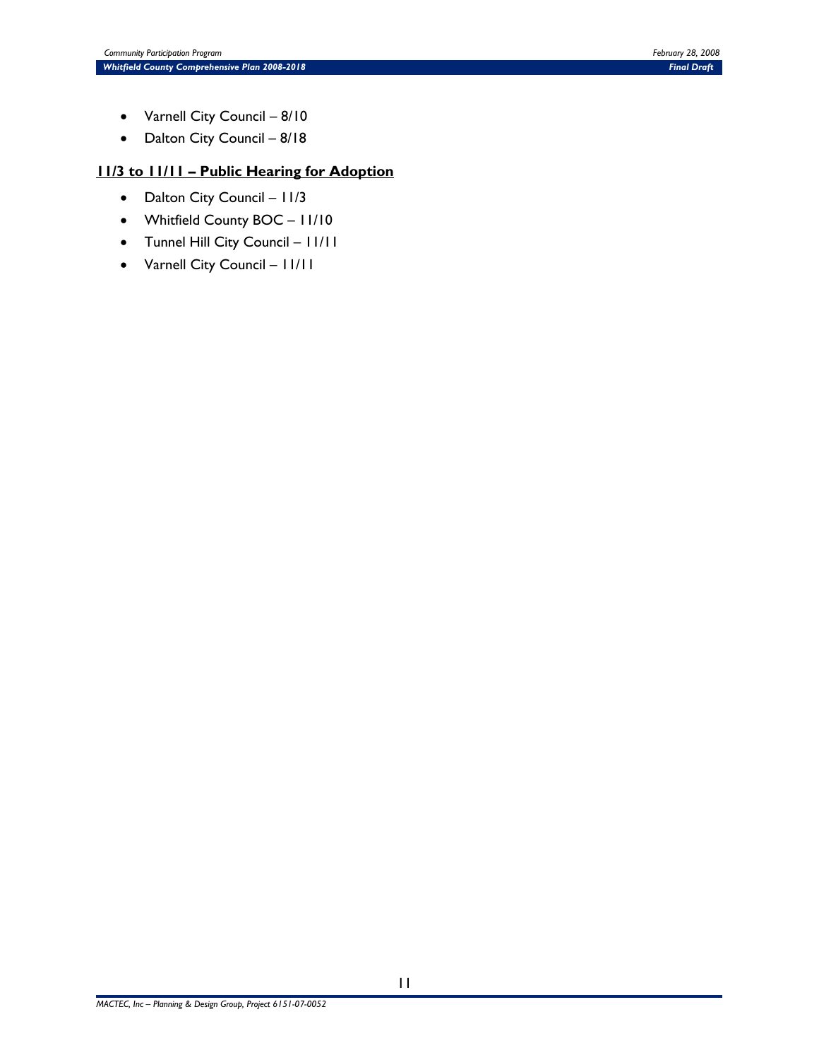- Varnell City Council – 8/10
- Dalton City Council – 8/18

**11/3 to 11/11 – Public Hearing for Adoption**

- Dalton City Council – 11/3
- Whitfield County BOC – 11/10
- Tunnel Hill City Council – 11/11
- Varnell City Council – 11/11